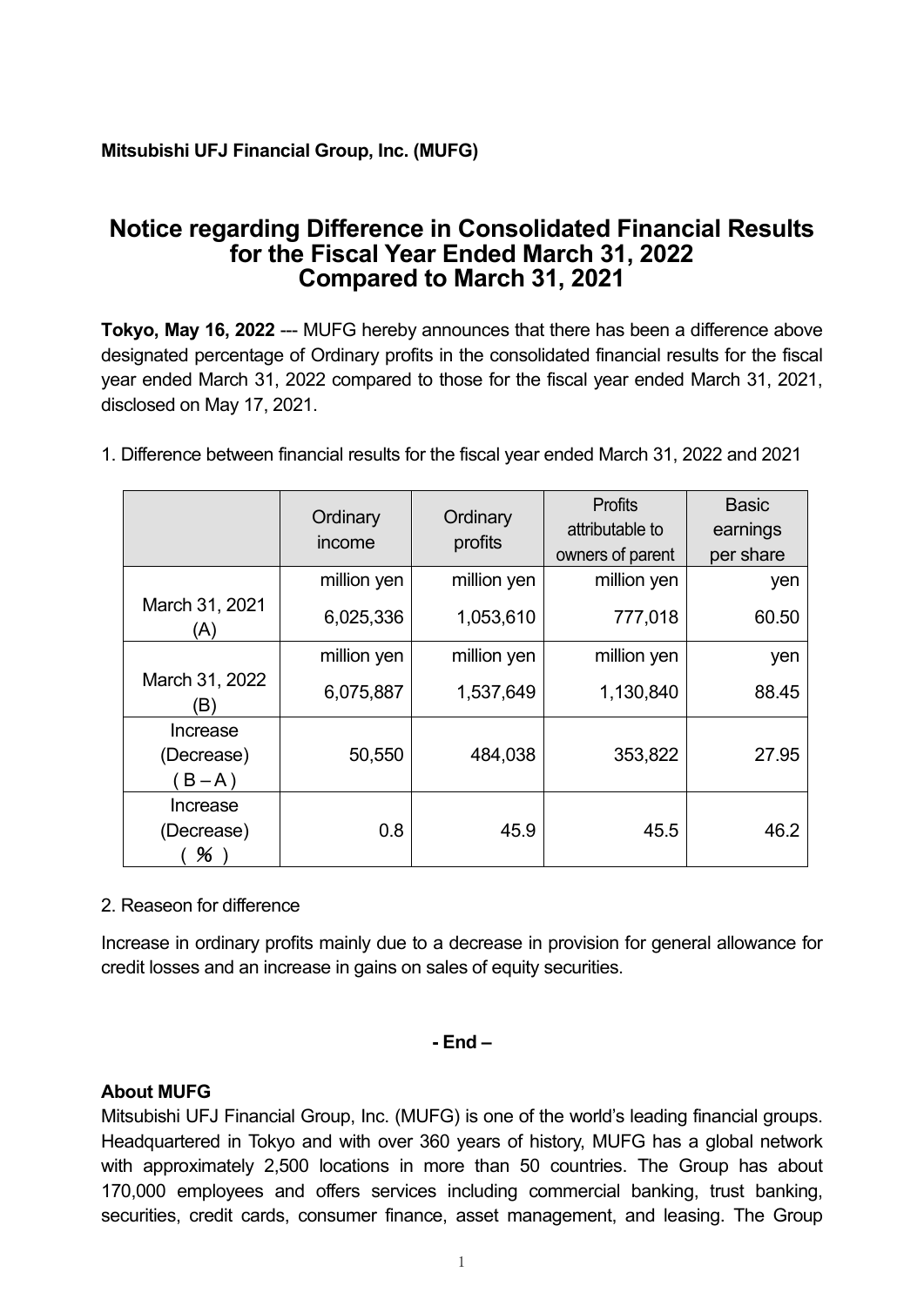**Mitsubishi UFJ Financial Group, Inc. (MUFG)**

# Notice regarding Difference in Consolidated Financial Results for the Fiscal Year Ended March 31, 2022 Compared to March 31, 2021

**Tokyo, May 16, 2022** --- MUFG hereby announces that there has been a difference above designated percentage of Ordinary profits in the consolidated financial results for the fiscal year ended March 31, 2022 compared to those for the fiscal year ended March 31, 2021, disclosed on May 17, 2021.

1. Difference between financial results for the fiscal year ended March 31, 2022 and 2021

| | Ordinary income | Ordinary profits | Profits attributable to owners of parent | Basic earnings per share |
|---|---|---|---|---|
| | million yen | million yen | million yen | yen |
| March 31, 2021 (A) | 6,025,336 | 1,053,610 | 777,018 | 60.50 |
| | million yen | million yen | million yen | yen |
| March 31, 2022 (B) | 6,075,887 | 1,537,649 | 1,130,840 | 88.45 |
| Increase (Decrease) ( B – A ) | 50,550 | 484,038 | 353,822 | 27.95 |
| Increase (Decrease) ( ％ ) | 0.8 | 45.9 | 45.5 | 46.2 |

2. Reaseon for difference

Increase in ordinary profits mainly due to a decrease in provision for general allowance for credit losses and an increase in gains on sales of equity securities.

**- End –**

**About MUFG**

Mitsubishi UFJ Financial Group, Inc. (MUFG) is one of the world's leading financial groups. Headquartered in Tokyo and with over 360 years of history, MUFG has a global network with approximately 2,500 locations in more than 50 countries. The Group has about 170,000 employees and offers services including commercial banking, trust banking, securities, credit cards, consumer finance, asset management, and leasing. The Group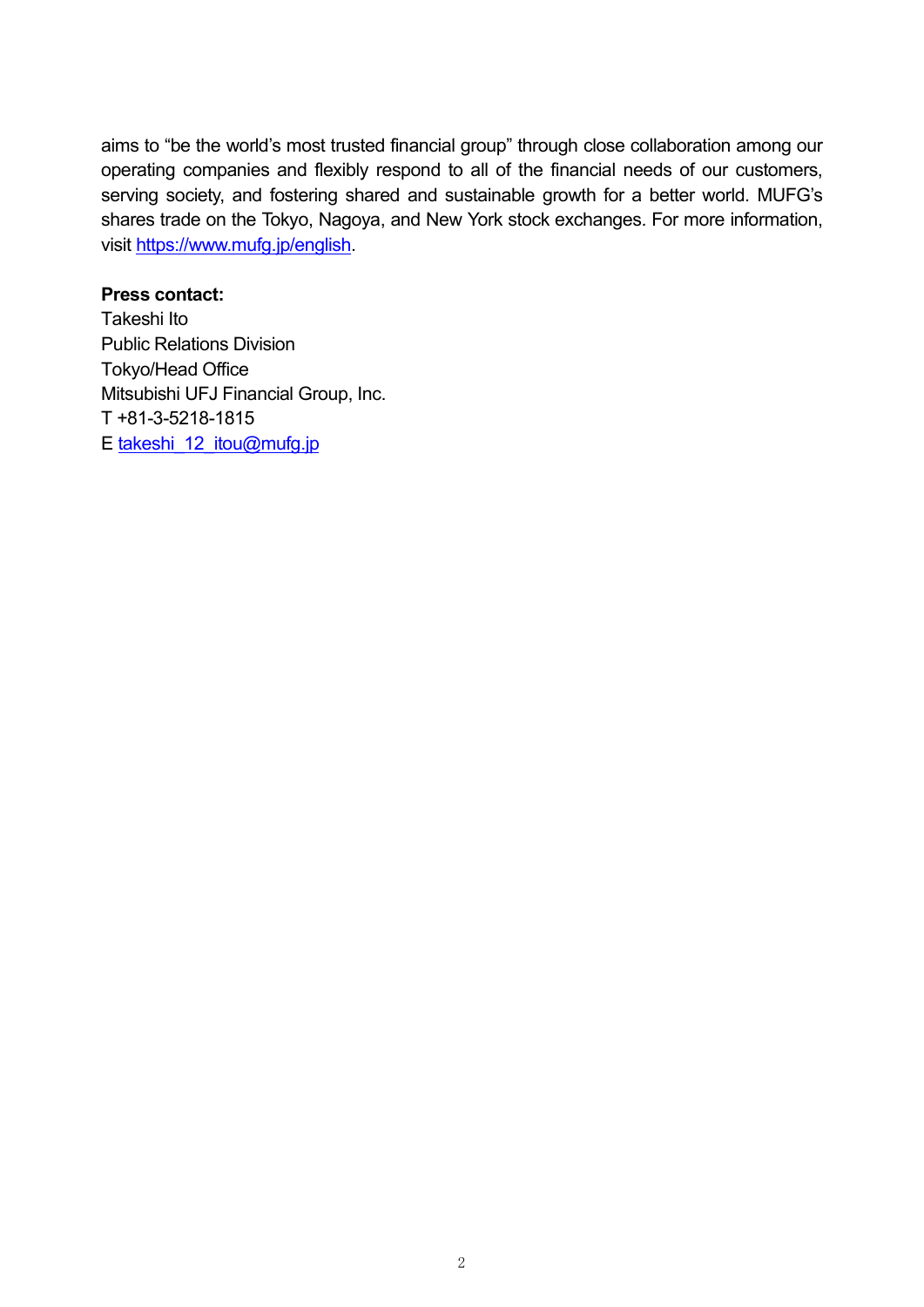aims to "be the world's most trusted financial group" through close collaboration among our operating companies and flexibly respond to all of the financial needs of our customers, serving society, and fostering shared and sustainable growth for a better world. MUFG's shares trade on the Tokyo, Nagoya, and New York stock exchanges. For more information, visit https://www.mufg.jp/english.

**Press contact:**
Takeshi Ito
Public Relations Division
Tokyo/Head Office
Mitsubishi UFJ Financial Group, Inc.
T +81-3-5218-1815
E takeshi_12_itou@mufg.jp